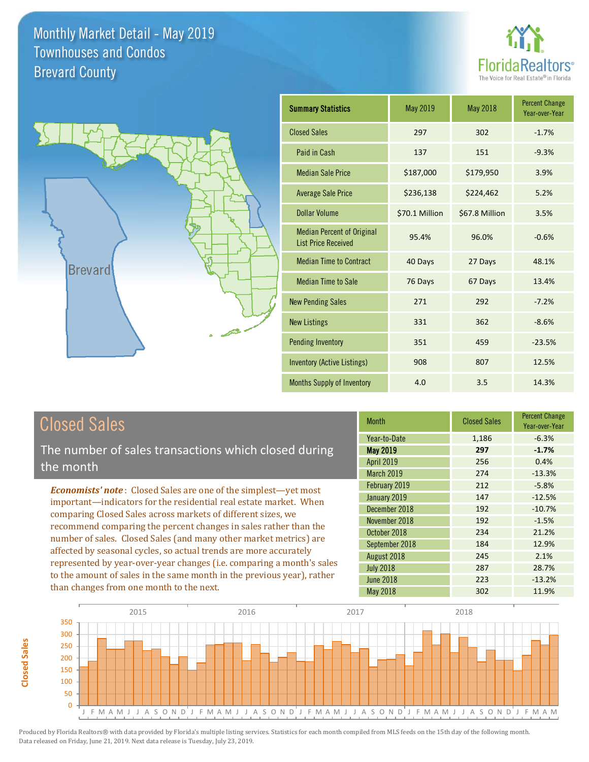# Monthly Market Detail - May 2019
## Townhouses and Condos
## Brevard County

| Summary Statistics | May 2019 | May 2018 | Percent Change Year-over-Year |
|---|---|---|---|
| Closed Sales | 297 | 302 | -1.7% |
| Paid in Cash | 137 | 151 | -9.3% |
| Median Sale Price | $187,000 | $179,950 | 3.9% |
| Average Sale Price | $236,138 | $224,462 | 5.2% |
| Dollar Volume | $70.1 Million | $67.8 Million | 3.5% |
| Median Percent of Original List Price Received | 95.4% | 96.0% | -0.6% |
| Median Time to Contract | 40 Days | 27 Days | 48.1% |
| Median Time to Sale | 76 Days | 67 Days | 13.4% |
| New Pending Sales | 271 | 292 | -7.2% |
| New Listings | 331 | 362 | -8.6% |
| Pending Inventory | 351 | 459 | -23.5% |
| Inventory (Active Listings) | 908 | 807 | 12.5% |
| Months Supply of Inventory | 4.0 | 3.5 | 14.3% |

## Closed Sales

The number of sales transactions which closed during the month

*Economists' note*: Closed Sales are one of the simplest—yet most important—indicators for the residential real estate market. When comparing Closed Sales across markets of different sizes, we recommend comparing the percent changes in sales rather than the number of sales. Closed Sales (and many other market metrics) are affected by seasonal cycles, so actual trends are more accurately represented by year-over-year changes (i.e. comparing a month's sales to the amount of sales in the same month in the previous year), rather than changes from one month to the next.

| Month | Closed Sales | Percent Change Year-over-Year |
|---|---|---|
| Year-to-Date | 1,186 | -6.3% |
| **May 2019** | **297** | **-1.7%** |
| April 2019 | 256 | 0.4% |
| March 2019 | 274 | -13.3% |
| February 2019 | 212 | -5.8% |
| January 2019 | 147 | -12.5% |
| December 2018 | 192 | -10.7% |
| November 2018 | 192 | -1.5% |
| October 2018 | 234 | 21.2% |
| September 2018 | 184 | 12.9% |
| August 2018 | 245 | 2.1% |
| July 2018 | 287 | 28.7% |
| June 2018 | 223 | -13.2% |
| May 2018 | 302 | 11.9% |

Produced by Florida Realtors® with data provided by Florida's multiple listing services. Statistics for each month compiled from MLS feeds on the 15th day of the following month. Data released on Friday, June 21, 2019. Next data release is Tuesday, July 23, 2019.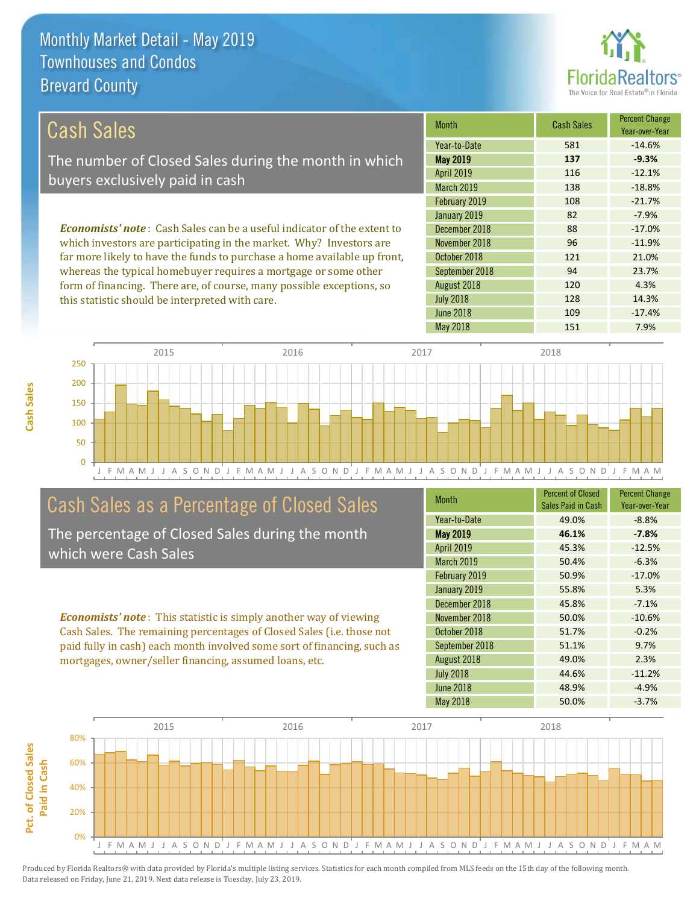# Monthly Market Detail - May 2019
## Townhouses and Condos
## Brevard County

## Cash Sales

The number of Closed Sales during the month in which buyers exclusively paid in cash

*Economists' note*: Cash Sales can be a useful indicator of the extent to which investors are participating in the market. Why? Investors are far more likely to have the funds to purchase a home available up front, whereas the typical homebuyer requires a mortgage or some other form of financing. There are, of course, many possible exceptions, so this statistic should be interpreted with care.

| Month | Cash Sales | Percent Change Year-over-Year |
|---|---|---|
| Year-to-Date | 581 | -14.6% |
| **May 2019** | **137** | **-9.3%** |
| April 2019 | 116 | -12.1% |
| March 2019 | 138 | -18.8% |
| February 2019 | 108 | -21.7% |
| January 2019 | 82 | -7.9% |
| December 2018 | 88 | -17.0% |
| November 2018 | 96 | -11.9% |
| October 2018 | 121 | 21.0% |
| September 2018 | 94 | 23.7% |
| August 2018 | 120 | 4.3% |
| July 2018 | 128 | 14.3% |
| June 2018 | 109 | -17.4% |
| May 2018 | 151 | 7.9% |

## Cash Sales as a Percentage of Closed Sales

The percentage of Closed Sales during the month which were Cash Sales

*Economists' note*: This statistic is simply another way of viewing Cash Sales. The remaining percentages of Closed Sales (i.e. those not paid fully in cash) each month involved some sort of financing, such as mortgages, owner/seller financing, assumed loans, etc.

| Month | Percent of Closed Sales Paid in Cash | Percent Change Year-over-Year |
|---|---|---|
| Year-to-Date | 49.0% | -8.8% |
| **May 2019** | **46.1%** | **-7.8%** |
| April 2019 | 45.3% | -12.5% |
| March 2019 | 50.4% | -6.3% |
| February 2019 | 50.9% | -17.0% |
| January 2019 | 55.8% | 5.3% |
| December 2018 | 45.8% | -7.1% |
| November 2018 | 50.0% | -10.6% |
| October 2018 | 51.7% | -0.2% |
| September 2018 | 51.1% | 9.7% |
| August 2018 | 49.0% | 2.3% |
| July 2018 | 44.6% | -11.2% |
| June 2018 | 48.9% | -4.9% |
| May 2018 | 50.0% | -3.7% |

Produced by Florida Realtors® with data provided by Florida's multiple listing services. Statistics for each month compiled from MLS feeds on the 15th day of the following month. Data released on Friday, June 21, 2019. Next data release is Tuesday, July 23, 2019.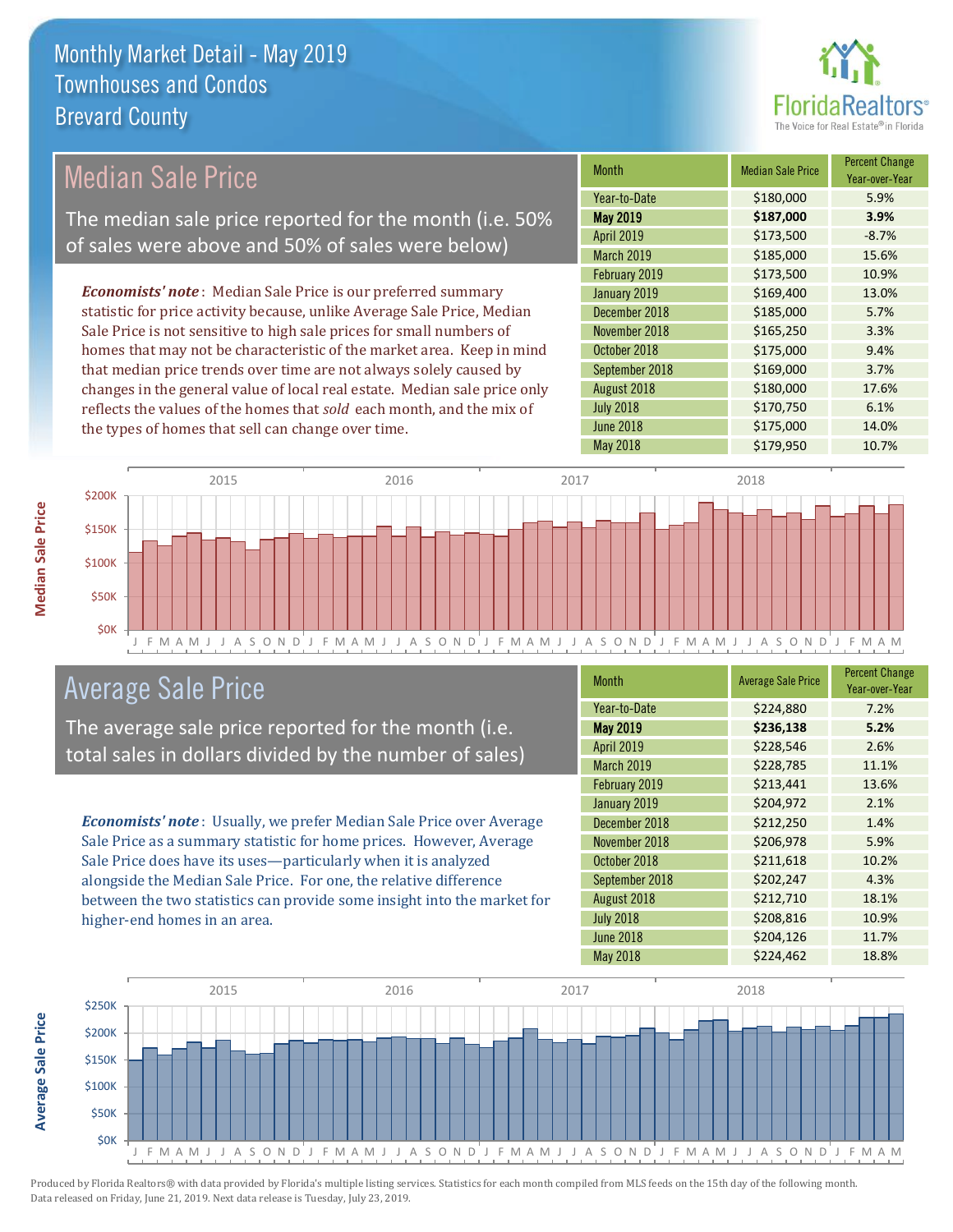# Monthly Market Detail - May 2019
## Townhouses and Condos
## Brevard County

## Median Sale Price

The median sale price reported for the month (i.e. 50% of sales were above and 50% of sales were below)

*Economists' note*: Median Sale Price is our preferred summary statistic for price activity because, unlike Average Sale Price, Median Sale Price is not sensitive to high sale prices for small numbers of homes that may not be characteristic of the market area. Keep in mind that median price trends over time are not always solely caused by changes in the general value of local real estate. Median sale price only reflects the values of the homes that *sold* each month, and the mix of the types of homes that sell can change over time.

| Month | Median Sale Price | Percent Change Year-over-Year |
|---|---|---|
| Year-to-Date | $180,000 | 5.9% |
| **May 2019** | **$187,000** | **3.9%** |
| April 2019 | $173,500 | -8.7% |
| March 2019 | $185,000 | 15.6% |
| February 2019 | $173,500 | 10.9% |
| January 2019 | $169,400 | 13.0% |
| December 2018 | $185,000 | 5.7% |
| November 2018 | $165,250 | 3.3% |
| October 2018 | $175,000 | 9.4% |
| September 2018 | $169,000 | 3.7% |
| August 2018 | $180,000 | 17.6% |
| July 2018 | $170,750 | 6.1% |
| June 2018 | $175,000 | 14.0% |
| May 2018 | $179,950 | 10.7% |

## Average Sale Price

The average sale price reported for the month (i.e. total sales in dollars divided by the number of sales)

*Economists' note*: Usually, we prefer Median Sale Price over Average Sale Price as a summary statistic for home prices. However, Average Sale Price does have its uses—particularly when it is analyzed alongside the Median Sale Price. For one, the relative difference between the two statistics can provide some insight into the market for higher-end homes in an area.

| Month | Average Sale Price | Percent Change Year-over-Year |
|---|---|---|
| Year-to-Date | $224,880 | 7.2% |
| **May 2019** | **$236,138** | **5.2%** |
| April 2019 | $228,546 | 2.6% |
| March 2019 | $228,785 | 11.1% |
| February 2019 | $213,441 | 13.6% |
| January 2019 | $204,972 | 2.1% |
| December 2018 | $212,250 | 1.4% |
| November 2018 | $206,978 | 5.9% |
| October 2018 | $211,618 | 10.2% |
| September 2018 | $202,247 | 4.3% |
| August 2018 | $212,710 | 18.1% |
| July 2018 | $208,816 | 10.9% |
| June 2018 | $204,126 | 11.7% |
| May 2018 | $224,462 | 18.8% |

Produced by Florida Realtors® with data provided by Florida's multiple listing services. Statistics for each month compiled from MLS feeds on the 15th day of the following month. Data released on Friday, June 21, 2019. Next data release is Tuesday, July 23, 2019.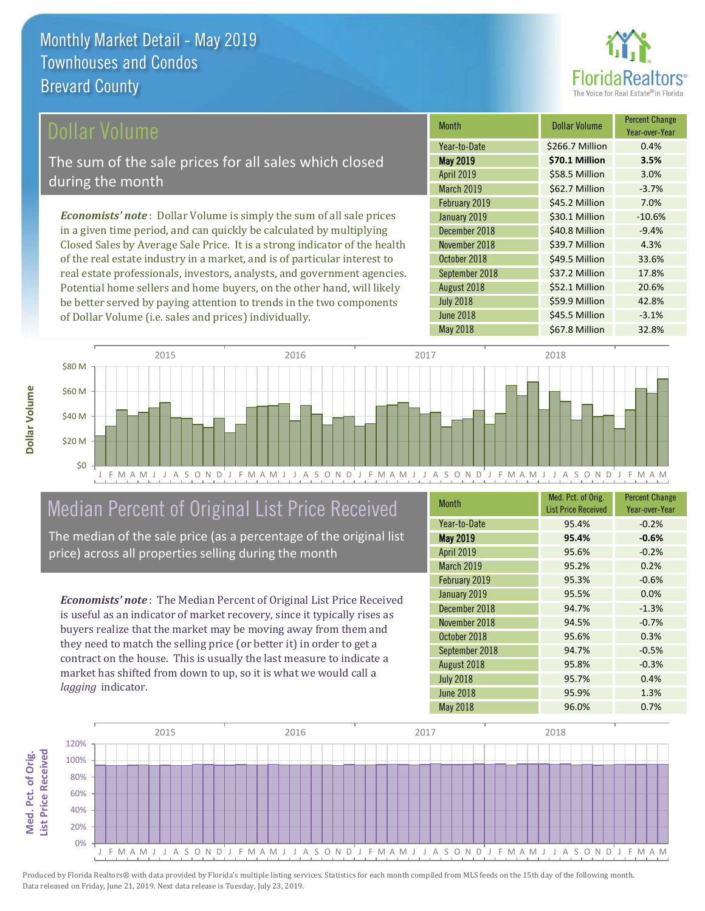# Monthly Market Detail - May 2019
## Townhouses and Condos
## Brevard County

## Dollar Volume

The sum of the sale prices for all sales which closed during the month

*Economists' note*: Dollar Volume is simply the sum of all sale prices in a given time period, and can quickly be calculated by multiplying Closed Sales by Average Sale Price. It is a strong indicator of the health of the real estate industry in a market, and is of particular interest to real estate professionals, investors, analysts, and government agencies. Potential home sellers and home buyers, on the other hand, will likely be better served by paying attention to trends in the two components of Dollar Volume (i.e. sales and prices) individually.

| Month | Dollar Volume | Percent Change Year-over-Year |
|---|---|---|
| Year-to-Date | $266.7 Million | 0.4% |
| **May 2019** | **$70.1 Million** | **3.5%** |
| April 2019 | $58.5 Million | 3.0% |
| March 2019 | $62.7 Million | -3.7% |
| February 2019 | $45.2 Million | 7.0% |
| January 2019 | $30.1 Million | -10.6% |
| December 2018 | $40.8 Million | -9.4% |
| November 2018 | $39.7 Million | 4.3% |
| October 2018 | $49.5 Million | 33.6% |
| September 2018 | $37.2 Million | 17.8% |
| August 2018 | $52.1 Million | 20.6% |
| July 2018 | $59.9 Million | 42.8% |
| June 2018 | $45.5 Million | -3.1% |
| May 2018 | $67.8 Million | 32.8% |

## Median Percent of Original List Price Received

The median of the sale price (as a percentage of the original list price) across all properties selling during the month

*Economists' note*: The Median Percent of Original List Price Received is useful as an indicator of market recovery, since it typically rises as buyers realize that the market may be moving away from them and they need to match the selling price (or better it) in order to get a contract on the house. This is usually the last measure to indicate a market has shifted from down to up, so it is what we would call a *lagging* indicator.

| Month | Med. Pct. of Orig. List Price Received | Percent Change Year-over-Year |
|---|---|---|
| Year-to-Date | 95.4% | -0.2% |
| **May 2019** | **95.4%** | **-0.6%** |
| April 2019 | 95.6% | -0.2% |
| March 2019 | 95.2% | 0.2% |
| February 2019 | 95.3% | -0.6% |
| January 2019 | 95.5% | 0.0% |
| December 2018 | 94.7% | -1.3% |
| November 2018 | 94.5% | -0.7% |
| October 2018 | 95.6% | 0.3% |
| September 2018 | 94.7% | -0.5% |
| August 2018 | 95.8% | -0.3% |
| July 2018 | 95.7% | 0.4% |
| June 2018 | 95.9% | 1.3% |
| May 2018 | 96.0% | 0.7% |

Produced by Florida Realtors® with data provided by Florida's multiple listing services. Statistics for each month compiled from MLS feeds on the 15th day of the following month. Data released on Friday, June 21, 2019. Next data release is Tuesday, July 23, 2019.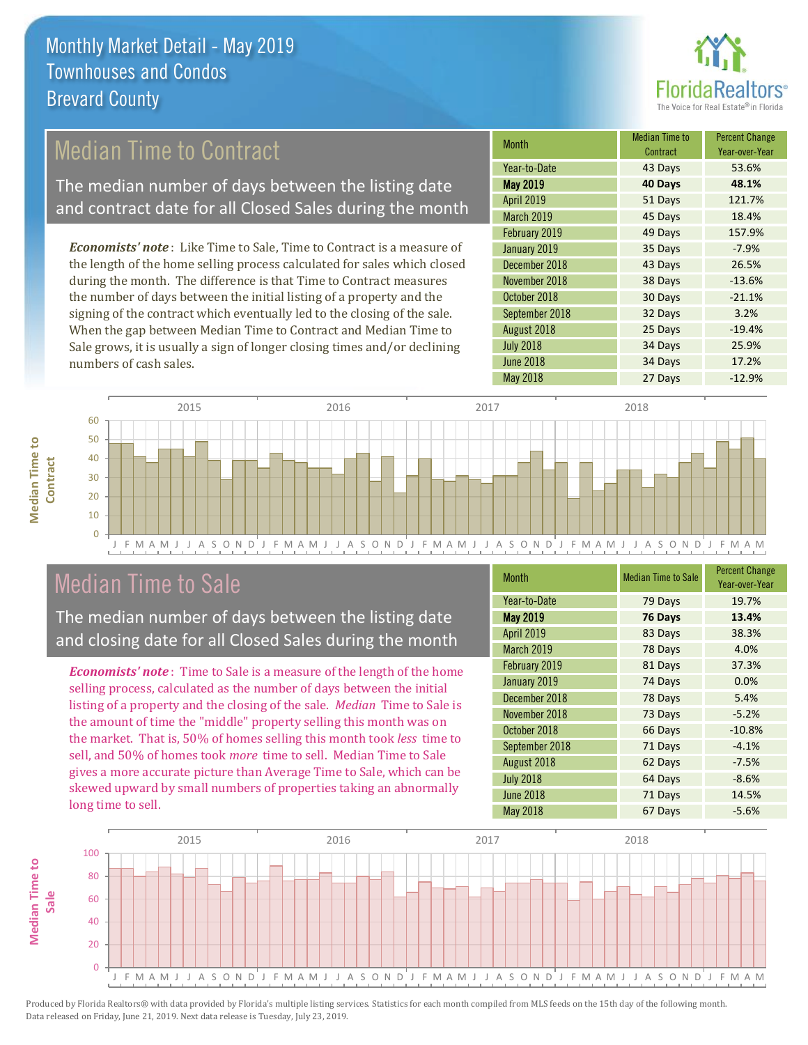# Monthly Market Detail - May 2019
## Townhouses and Condos
## Brevard County

## Median Time to Contract

The median number of days between the listing date and contract date for all Closed Sales during the month

*Economists' note*: Like Time to Sale, Time to Contract is a measure of the length of the home selling process calculated for sales which closed during the month. The difference is that Time to Contract measures the number of days between the initial listing of a property and the signing of the contract which eventually led to the closing of the sale. When the gap between Median Time to Contract and Median Time to Sale grows, it is usually a sign of longer closing times and/or declining numbers of cash sales.

| Month | Median Time to Contract | Percent Change Year-over-Year |
|---|---|---|
| Year-to-Date | 43 Days | 53.6% |
| **May 2019** | **40 Days** | **48.1%** |
| April 2019 | 51 Days | 121.7% |
| March 2019 | 45 Days | 18.4% |
| February 2019 | 49 Days | 157.9% |
| January 2019 | 35 Days | -7.9% |
| December 2018 | 43 Days | 26.5% |
| November 2018 | 38 Days | -13.6% |
| October 2018 | 30 Days | -21.1% |
| September 2018 | 32 Days | 3.2% |
| August 2018 | 25 Days | -19.4% |
| July 2018 | 34 Days | 25.9% |
| June 2018 | 34 Days | 17.2% |
| May 2018 | 27 Days | -12.9% |

## Median Time to Sale

The median number of days between the listing date and closing date for all Closed Sales during the month

*Economists' note*: Time to Sale is a measure of the length of the home selling process, calculated as the number of days between the initial listing of a property and the closing of the sale. *Median* Time to Sale is the amount of time the "middle" property selling this month was on the market. That is, 50% of homes selling this month took *less* time to sell, and 50% of homes took *more* time to sell. Median Time to Sale gives a more accurate picture than Average Time to Sale, which can be skewed upward by small numbers of properties taking an abnormally long time to sell.

| Month | Median Time to Sale | Percent Change Year-over-Year |
|---|---|---|
| Year-to-Date | 79 Days | 19.7% |
| **May 2019** | **76 Days** | **13.4%** |
| April 2019 | 83 Days | 38.3% |
| March 2019 | 78 Days | 4.0% |
| February 2019 | 81 Days | 37.3% |
| January 2019 | 74 Days | 0.0% |
| December 2018 | 78 Days | 5.4% |
| November 2018 | 73 Days | -5.2% |
| October 2018 | 66 Days | -10.8% |
| September 2018 | 71 Days | -4.1% |
| August 2018 | 62 Days | -7.5% |
| July 2018 | 64 Days | -8.6% |
| June 2018 | 71 Days | 14.5% |
| May 2018 | 67 Days | -5.6% |

Produced by Florida Realtors® with data provided by Florida's multiple listing services. Statistics for each month compiled from MLS feeds on the 15th day of the following month. Data released on Friday, June 21, 2019. Next data release is Tuesday, July 23, 2019.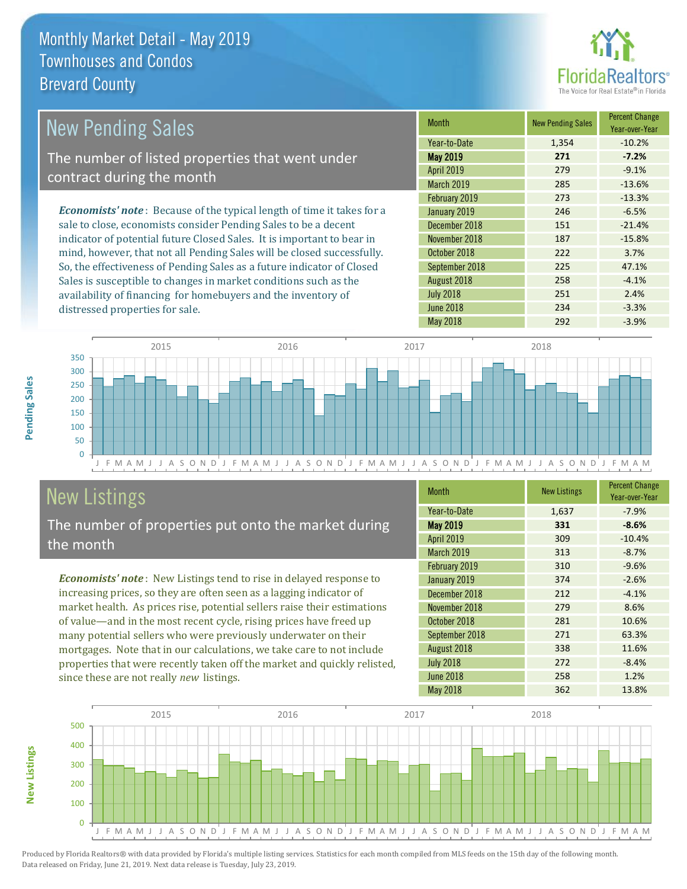# Monthly Market Detail - May 2019
## Townhouses and Condos
## Brevard County

## New Pending Sales

The number of listed properties that went under contract during the month

*Economists' note*: Because of the typical length of time it takes for a sale to close, economists consider Pending Sales to be a decent indicator of potential future Closed Sales. It is important to bear in mind, however, that not all Pending Sales will be closed successfully. So, the effectiveness of Pending Sales as a future indicator of Closed Sales is susceptible to changes in market conditions such as the availability of financing for homebuyers and the inventory of distressed properties for sale.

| Month | New Pending Sales | Percent Change Year-over-Year |
|---|---|---|
| Year-to-Date | 1,354 | -10.2% |
| **May 2019** | **271** | **-7.2%** |
| April 2019 | 279 | -9.1% |
| March 2019 | 285 | -13.6% |
| February 2019 | 273 | -13.3% |
| January 2019 | 246 | -6.5% |
| December 2018 | 151 | -21.4% |
| November 2018 | 187 | -15.8% |
| October 2018 | 222 | 3.7% |
| September 2018 | 225 | 47.1% |
| August 2018 | 258 | -4.1% |
| July 2018 | 251 | 2.4% |
| June 2018 | 234 | -3.3% |
| May 2018 | 292 | -3.9% |

## New Listings

The number of properties put onto the market during the month

*Economists' note*: New Listings tend to rise in delayed response to increasing prices, so they are often seen as a lagging indicator of market health. As prices rise, potential sellers raise their estimations of value—and in the most recent cycle, rising prices have freed up many potential sellers who were previously underwater on their mortgages. Note that in our calculations, we take care to not include properties that were recently taken off the market and quickly relisted, since these are not really *new* listings.

| Month | New Listings | Percent Change Year-over-Year |
|---|---|---|
| Year-to-Date | 1,637 | -7.9% |
| **May 2019** | **331** | **-8.6%** |
| April 2019 | 309 | -10.4% |
| March 2019 | 313 | -8.7% |
| February 2019 | 310 | -9.6% |
| January 2019 | 374 | -2.6% |
| December 2018 | 212 | -4.1% |
| November 2018 | 279 | 8.6% |
| October 2018 | 281 | 10.6% |
| September 2018 | 271 | 63.3% |
| August 2018 | 338 | 11.6% |
| July 2018 | 272 | -8.4% |
| June 2018 | 258 | 1.2% |
| May 2018 | 362 | 13.8% |

Produced by Florida Realtors® with data provided by Florida's multiple listing services. Statistics for each month compiled from MLS feeds on the 15th day of the following month. Data released on Friday, June 21, 2019. Next data release is Tuesday, July 23, 2019.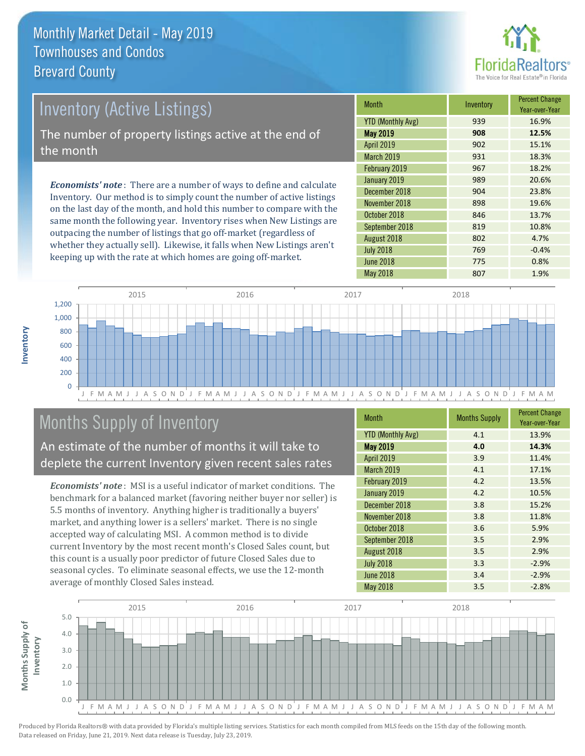# Monthly Market Detail - May 2019
## Townhouses and Condos
## Brevard County

## Inventory (Active Listings)

The number of property listings active at the end of the month

***Economists' note***: There are a number of ways to define and calculate Inventory. Our method is to simply count the number of active listings on the last day of the month, and hold this number to compare with the same month the following year. Inventory rises when New Listings are outpacing the number of listings that go off-market (regardless of whether they actually sell). Likewise, it falls when New Listings aren't keeping up with the rate at which homes are going off-market.

| Month | Inventory | Percent Change Year-over-Year |
|---|---|---|
| YTD (Monthly Avg) | 939 | 16.9% |
| **May 2019** | **908** | **12.5%** |
| April 2019 | 902 | 15.1% |
| March 2019 | 931 | 18.3% |
| February 2019 | 967 | 18.2% |
| January 2019 | 989 | 20.6% |
| December 2018 | 904 | 23.8% |
| November 2018 | 898 | 19.6% |
| October 2018 | 846 | 13.7% |
| September 2018 | 819 | 10.8% |
| August 2018 | 802 | 4.7% |
| July 2018 | 769 | -0.4% |
| June 2018 | 775 | 0.8% |
| May 2018 | 807 | 1.9% |

## Months Supply of Inventory

An estimate of the number of months it will take to deplete the current Inventory given recent sales rates

***Economists' note***: MSI is a useful indicator of market conditions. The benchmark for a balanced market (favoring neither buyer nor seller) is 5.5 months of inventory. Anything higher is traditionally a buyers' market, and anything lower is a sellers' market. There is no single accepted way of calculating MSI. A common method is to divide current Inventory by the most recent month's Closed Sales count, but this count is a usually poor predictor of future Closed Sales due to seasonal cycles. To eliminate seasonal effects, we use the 12-month average of monthly Closed Sales instead.

| Month | Months Supply | Percent Change Year-over-Year |
|---|---|---|
| YTD (Monthly Avg) | 4.1 | 13.9% |
| **May 2019** | **4.0** | **14.3%** |
| April 2019 | 3.9 | 11.4% |
| March 2019 | 4.1 | 17.1% |
| February 2019 | 4.2 | 13.5% |
| January 2019 | 4.2 | 10.5% |
| December 2018 | 3.8 | 15.2% |
| November 2018 | 3.8 | 11.8% |
| October 2018 | 3.6 | 5.9% |
| September 2018 | 3.5 | 2.9% |
| August 2018 | 3.5 | 2.9% |
| July 2018 | 3.3 | -2.9% |
| June 2018 | 3.4 | -2.9% |
| May 2018 | 3.5 | -2.8% |

Produced by Florida Realtors® with data provided by Florida's multiple listing services. Statistics for each month compiled from MLS feeds on the 15th day of the following month. Data released on Friday, June 21, 2019. Next data release is Tuesday, July 23, 2019.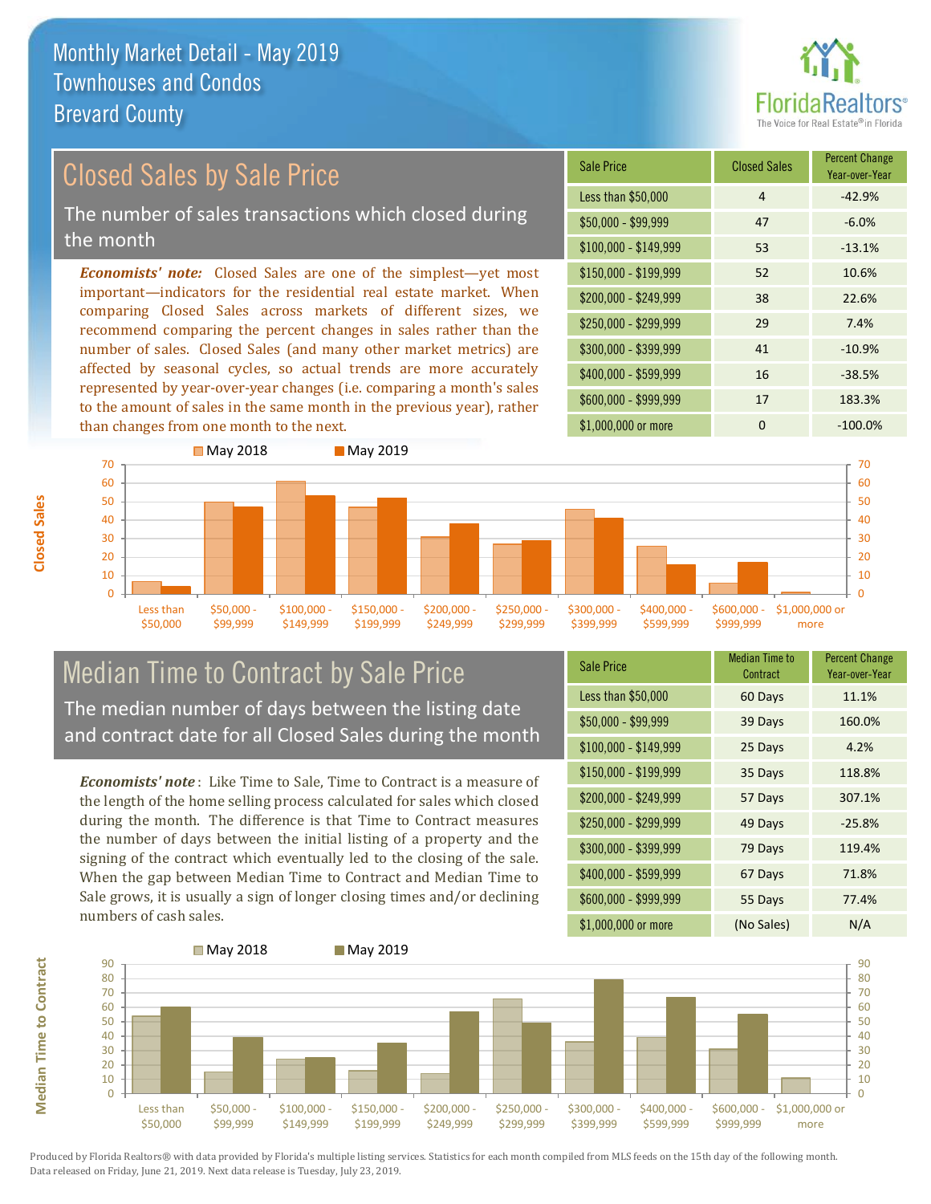# Monthly Market Detail - May 2019
## Townhouses and Condos
## Brevard County

## Closed Sales by Sale Price

The number of sales transactions which closed during the month

*Economists' note:* Closed Sales are one of the simplest—yet most important—indicators for the residential real estate market. When comparing Closed Sales across markets of different sizes, we recommend comparing the percent changes in sales rather than the number of sales. Closed Sales (and many other market metrics) are affected by seasonal cycles, so actual trends are more accurately represented by year-over-year changes (i.e. comparing a month's sales to the amount of sales in the same month in the previous year), rather than changes from one month to the next.

| Sale Price | Closed Sales | Percent Change Year-over-Year |
|---|---|---|
| Less than $50,000 | 4 | -42.9% |
| $50,000 - $99,999 | 47 | -6.0% |
| $100,000 - $149,999 | 53 | -13.1% |
| $150,000 - $199,999 | 52 | 10.6% |
| $200,000 - $249,999 | 38 | 22.6% |
| $250,000 - $299,999 | 29 | 7.4% |
| $300,000 - $399,999 | 41 | -10.9% |
| $400,000 - $599,999 | 16 | -38.5% |
| $600,000 - $999,999 | 17 | 183.3% |
| $1,000,000 or more | 0 | -100.0% |

## Median Time to Contract by Sale Price

The median number of days between the listing date and contract date for all Closed Sales during the month

*Economists' note*: Like Time to Sale, Time to Contract is a measure of the length of the home selling process calculated for sales which closed during the month. The difference is that Time to Contract measures the number of days between the initial listing of a property and the signing of the contract which eventually led to the closing of the sale. When the gap between Median Time to Contract and Median Time to Sale grows, it is usually a sign of longer closing times and/or declining numbers of cash sales.

| Sale Price | Median Time to Contract | Percent Change Year-over-Year |
|---|---|---|
| Less than $50,000 | 60 Days | 11.1% |
| $50,000 - $99,999 | 39 Days | 160.0% |
| $100,000 - $149,999 | 25 Days | 4.2% |
| $150,000 - $199,999 | 35 Days | 118.8% |
| $200,000 - $249,999 | 57 Days | 307.1% |
| $250,000 - $299,999 | 49 Days | -25.8% |
| $300,000 - $399,999 | 79 Days | 119.4% |
| $400,000 - $599,999 | 67 Days | 71.8% |
| $600,000 - $999,999 | 55 Days | 77.4% |
| $1,000,000 or more | (No Sales) | N/A |

Produced by Florida Realtors® with data provided by Florida's multiple listing services. Statistics for each month compiled from MLS feeds on the 15th day of the following month. Data released on Friday, June 21, 2019. Next data release is Tuesday, July 23, 2019.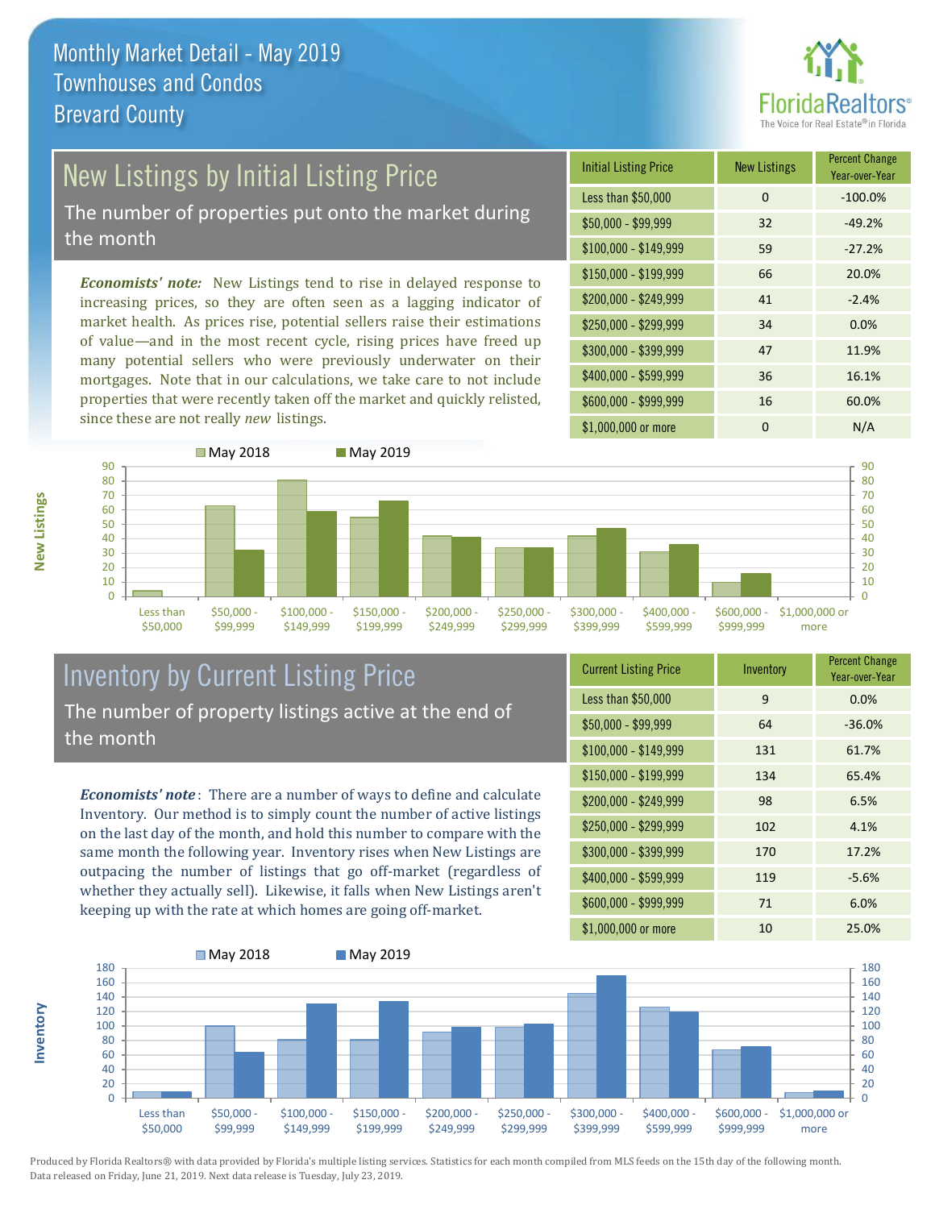# Monthly Market Detail - May 2019
## Townhouses and Condos
## Brevard County

## New Listings by Initial Listing Price

The number of properties put onto the market during the month

*Economists' note:* New Listings tend to rise in delayed response to increasing prices, so they are often seen as a lagging indicator of market health. As prices rise, potential sellers raise their estimations of value—and in the most recent cycle, rising prices have freed up many potential sellers who were previously underwater on their mortgages. Note that in our calculations, we take care to not include properties that were recently taken off the market and quickly relisted, since these are not really *new* listings.

| Initial Listing Price | New Listings | Percent Change Year-over-Year |
|---|---|---|
| Less than $50,000 | 0 | -100.0% |
| $50,000 - $99,999 | 32 | -49.2% |
| $100,000 - $149,999 | 59 | -27.2% |
| $150,000 - $199,999 | 66 | 20.0% |
| $200,000 - $249,999 | 41 | -2.4% |
| $250,000 - $299,999 | 34 | 0.0% |
| $300,000 - $399,999 | 47 | 11.9% |
| $400,000 - $599,999 | 36 | 16.1% |
| $600,000 - $999,999 | 16 | 60.0% |
| $1,000,000 or more | 0 | N/A |

## Inventory by Current Listing Price

The number of property listings active at the end of the month

***Economists' note***: There are a number of ways to define and calculate Inventory. Our method is to simply count the number of active listings on the last day of the month, and hold this number to compare with the same month the following year. Inventory rises when New Listings are outpacing the number of listings that go off-market (regardless of whether they actually sell). Likewise, it falls when New Listings aren't keeping up with the rate at which homes are going off-market.

| Current Listing Price | Inventory | Percent Change Year-over-Year |
|---|---|---|
| Less than $50,000 | 9 | 0.0% |
| $50,000 - $99,999 | 64 | -36.0% |
| $100,000 - $149,999 | 131 | 61.7% |
| $150,000 - $199,999 | 134 | 65.4% |
| $200,000 - $249,999 | 98 | 6.5% |
| $250,000 - $299,999 | 102 | 4.1% |
| $300,000 - $399,999 | 170 | 17.2% |
| $400,000 - $599,999 | 119 | -5.6% |
| $600,000 - $999,999 | 71 | 6.0% |
| $1,000,000 or more | 10 | 25.0% |

Produced by Florida Realtors® with data provided by Florida's multiple listing services. Statistics for each month compiled from MLS feeds on the 15th day of the following month. Data released on Friday, June 21, 2019. Next data release is Tuesday, July 23, 2019.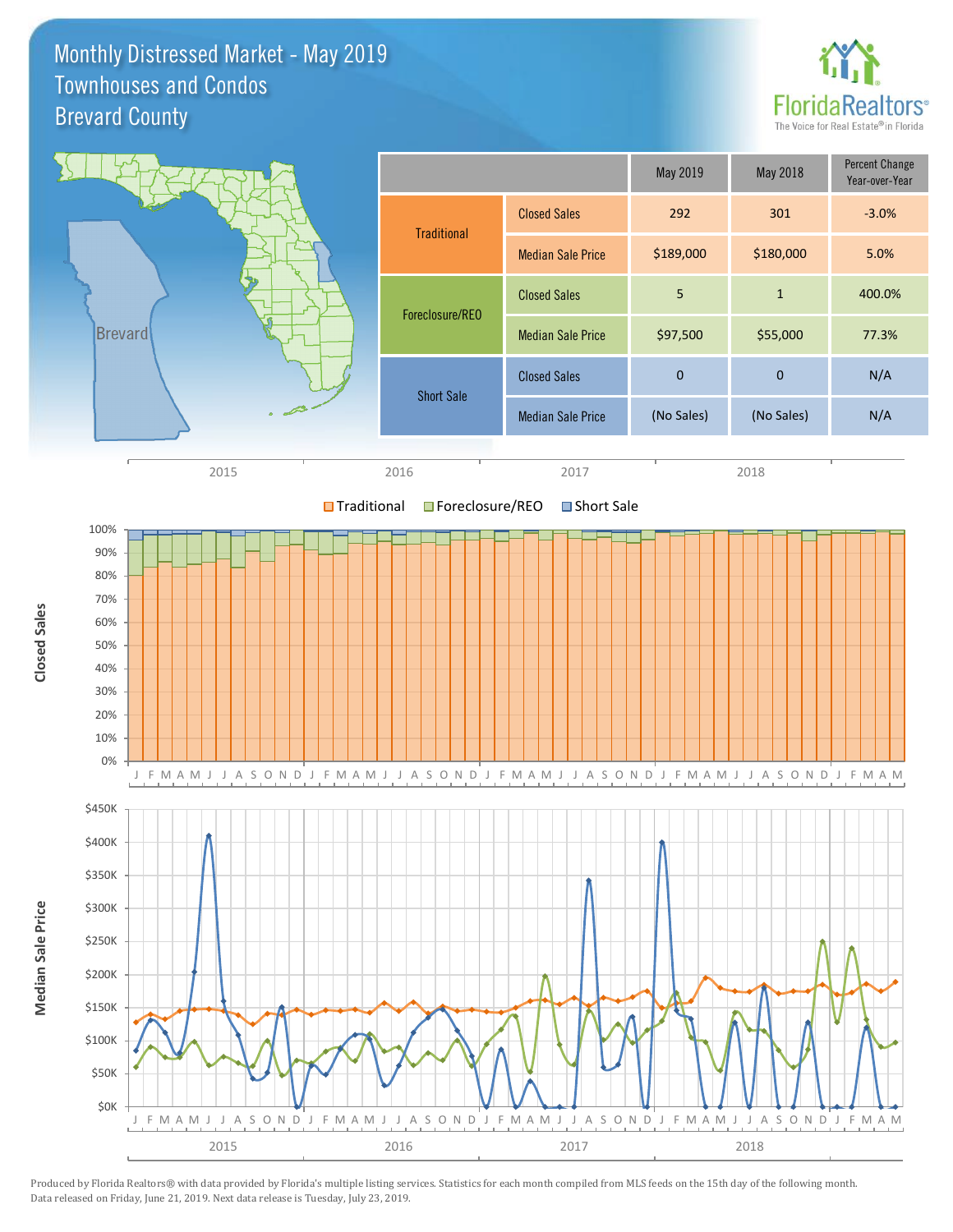# Monthly Distressed Market - May 2019
## Townhouses and Condos
## Brevard County

FloridaRealtors®
The Voice for Real Estate® in Florida

Brevard

| | | May 2019 | May 2018 | Percent Change Year-over-Year |
|---|---|---|---|---|
| Traditional | Closed Sales | 292 | 301 | -3.0% |
| | Median Sale Price | $189,000 | $180,000 | 5.0% |
| Foreclosure/REO | Closed Sales | 5 | 1 | 400.0% |
| | Median Sale Price | $97,500 | $55,000 | 77.3% |
| Short Sale | Closed Sales | 0 | 0 | N/A |
| | Median Sale Price | (No Sales) | (No Sales) | N/A |

2015 2016 2017 2018

Traditional Foreclosure/REO Short Sale

Closed Sales

100% 90% 80% 70% 60% 50% 40% 30% 20% 10% 0%

J F M A M J J A S O N D J F M A M J J A S O N D J F M A M J J A S O N D J F M A M J J A S O N D J F M A M

Median Sale Price

$450K $400K $350K $300K $250K $200K $150K $100K $50K $0K

J F M A M J J A S O N D J F M A M J J A S O N D J F M A M J J A S O N D J F M A M J J A S O N D J F M A M

2015 2016 2017 2018

Produced by Florida Realtors® with data provided by Florida's multiple listing services. Statistics for each month compiled from MLS feeds on the 15th day of the following month. Data released on Friday, June 21, 2019. Next data release is Tuesday, July 23, 2019.